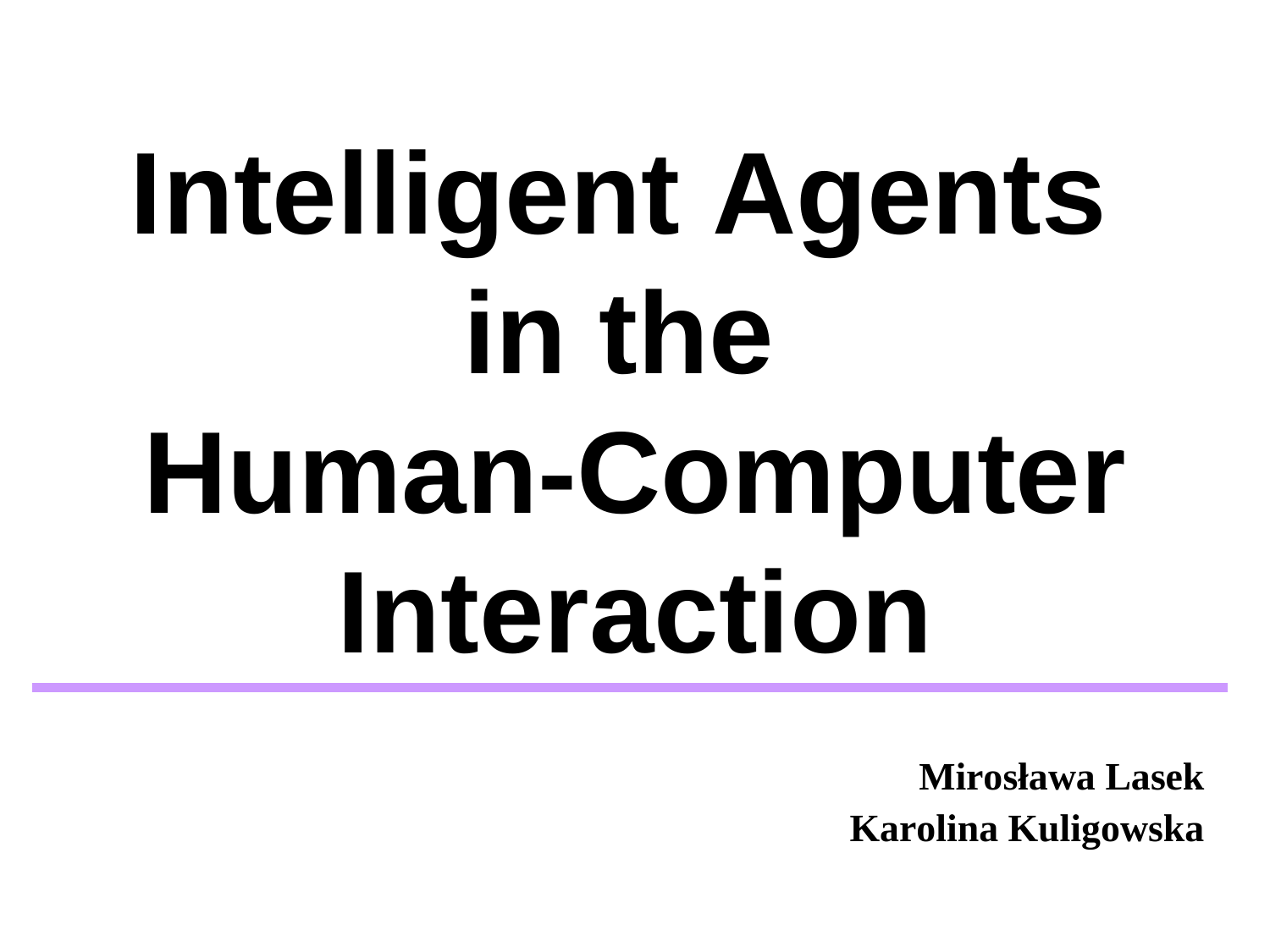# Intelligent Agents in the Human-Computer Interaction

**Mirosława Lasek**

**Karolina Kuligowska**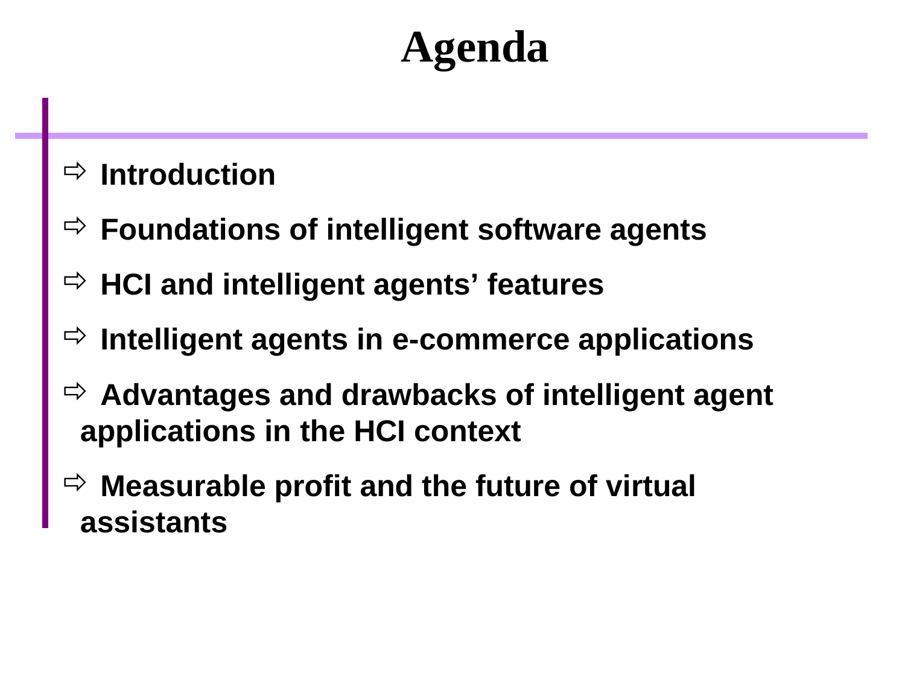# Agenda

- Introduction
- Foundations of intelligent software agents
- HCI and intelligent agents’ features
- Intelligent agents in e-commerce applications
- Advantages and drawbacks of intelligent agent applications in the HCI context
- Measurable profit and the future of virtual assistants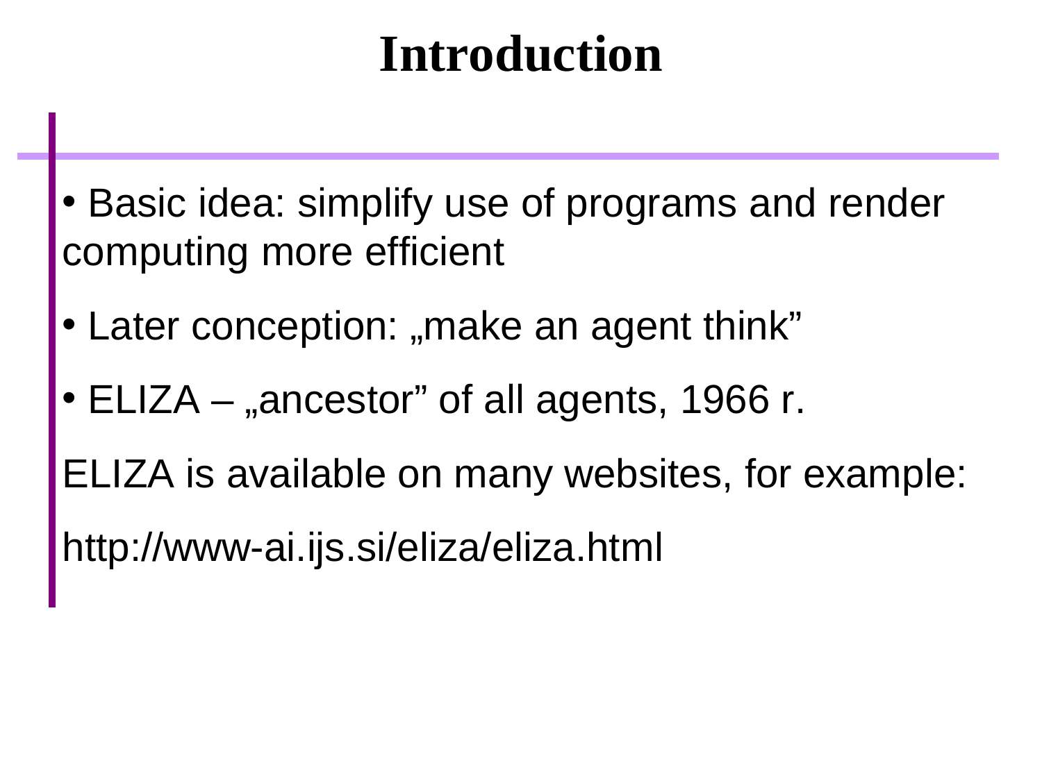# Introduction

- Basic idea: simplify use of programs and render computing more efficient
- Later conception: „make an agent think”
- ELIZA – „ancestor” of all agents, 1966 r.

ELIZA is available on many websites, for example:

http://www-ai.ijs.si/eliza/eliza.html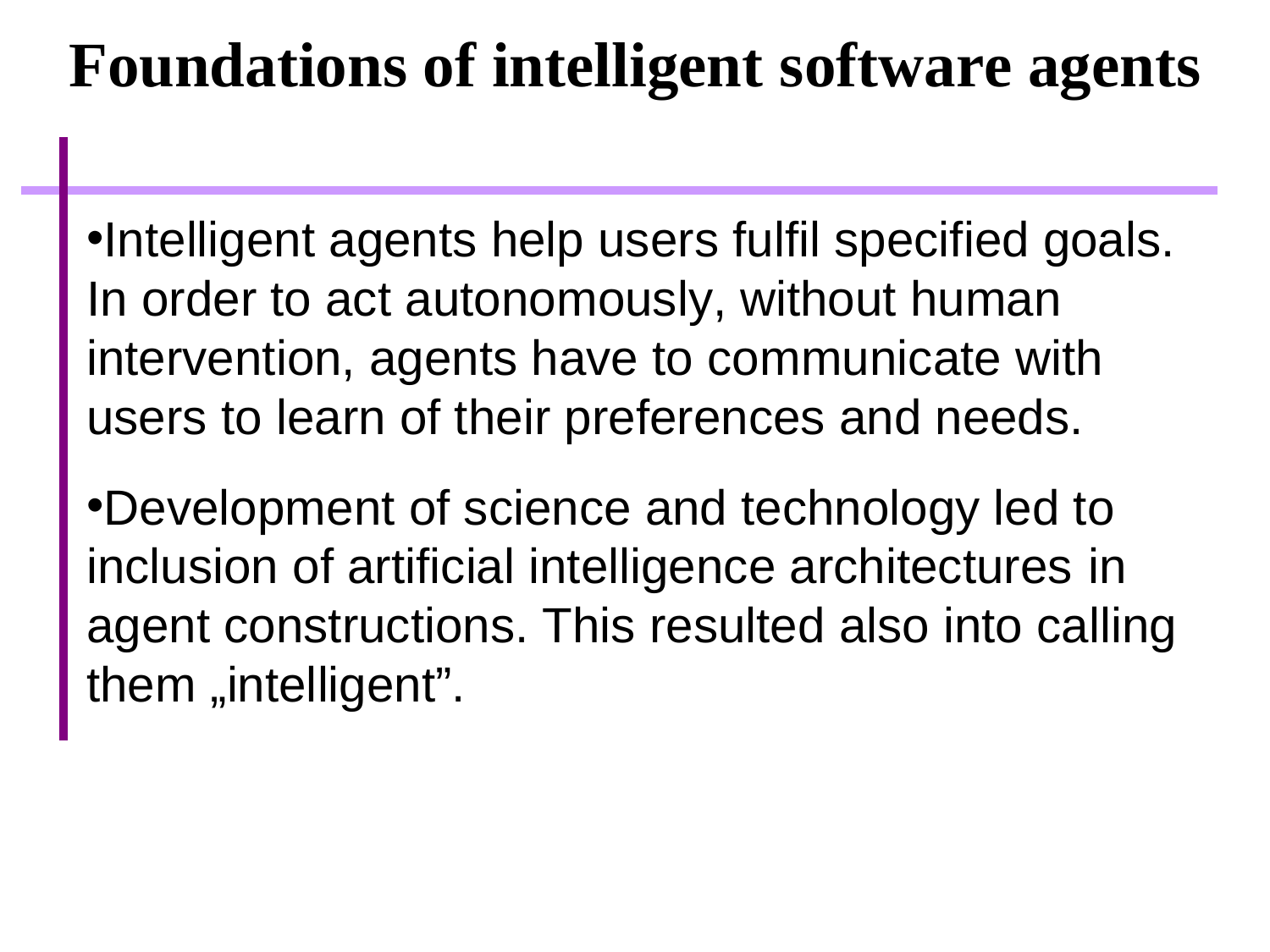# Foundations of intelligent software agents

- Intelligent agents help users fulfil specified goals. In order to act autonomously, without human intervention, agents have to communicate with users to learn of their preferences and needs.
- Development of science and technology led to inclusion of artificial intelligence architectures in agent constructions. This resulted also into calling them „intelligent".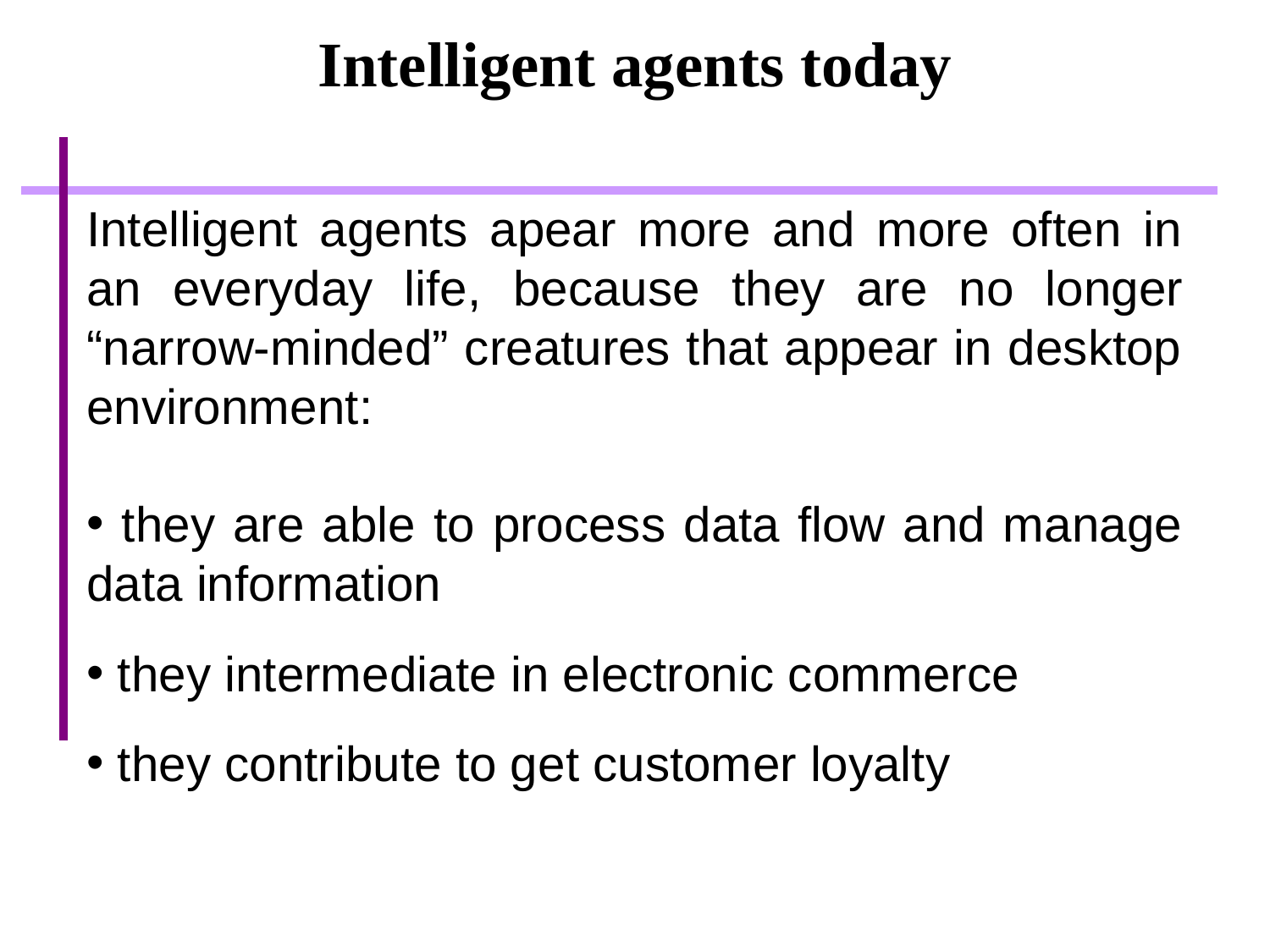# Intelligent agents today

Intelligent agents apear more and more often in an everyday life, because they are no longer “narrow-minded” creatures that appear in desktop environment:

- they are able to process data flow and manage data information
- they intermediate in electronic commerce
- they contribute to get customer loyalty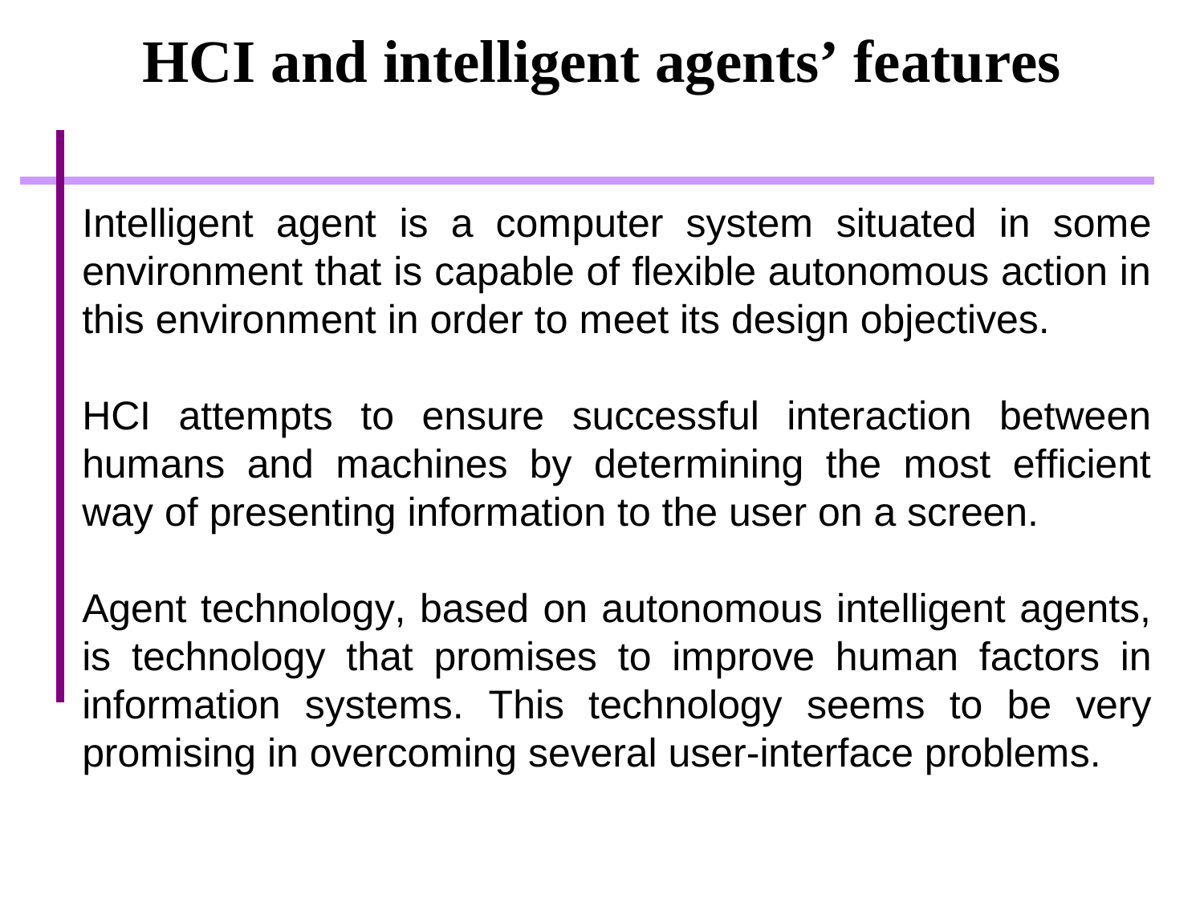# HCI and intelligent agents' features

Intelligent agent is a computer system situated in some environment that is capable of flexible autonomous action in this environment in order to meet its design objectives.

HCI attempts to ensure successful interaction between humans and machines by determining the most efficient way of presenting information to the user on a screen.

Agent technology, based on autonomous intelligent agents, is technology that promises to improve human factors in information systems. This technology seems to be very promising in overcoming several user-interface problems.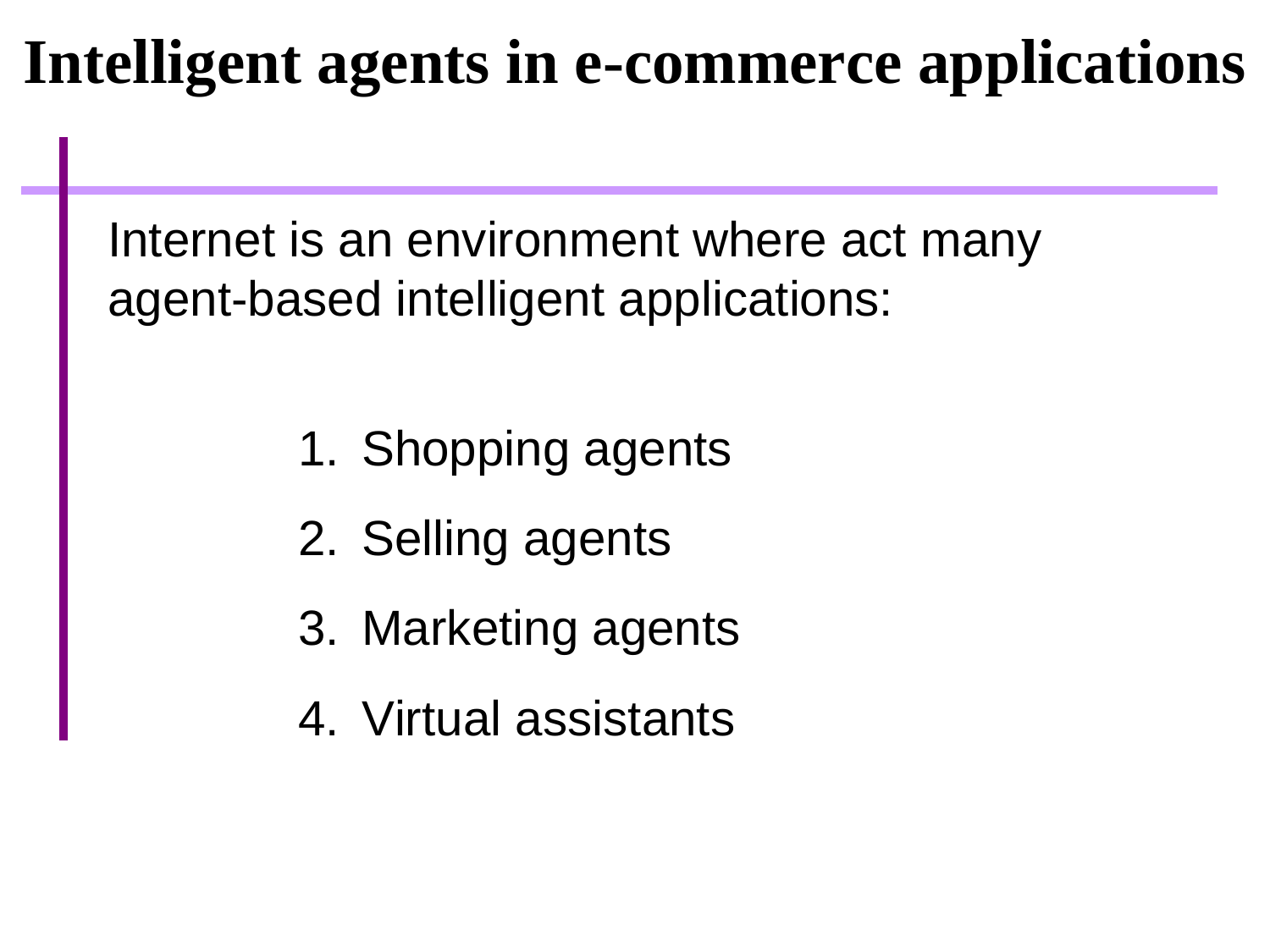# Intelligent agents in e-commerce applications

Internet is an environment where act many agent-based intelligent applications:

1. Shopping agents
2. Selling agents
3. Marketing agents
4. Virtual assistants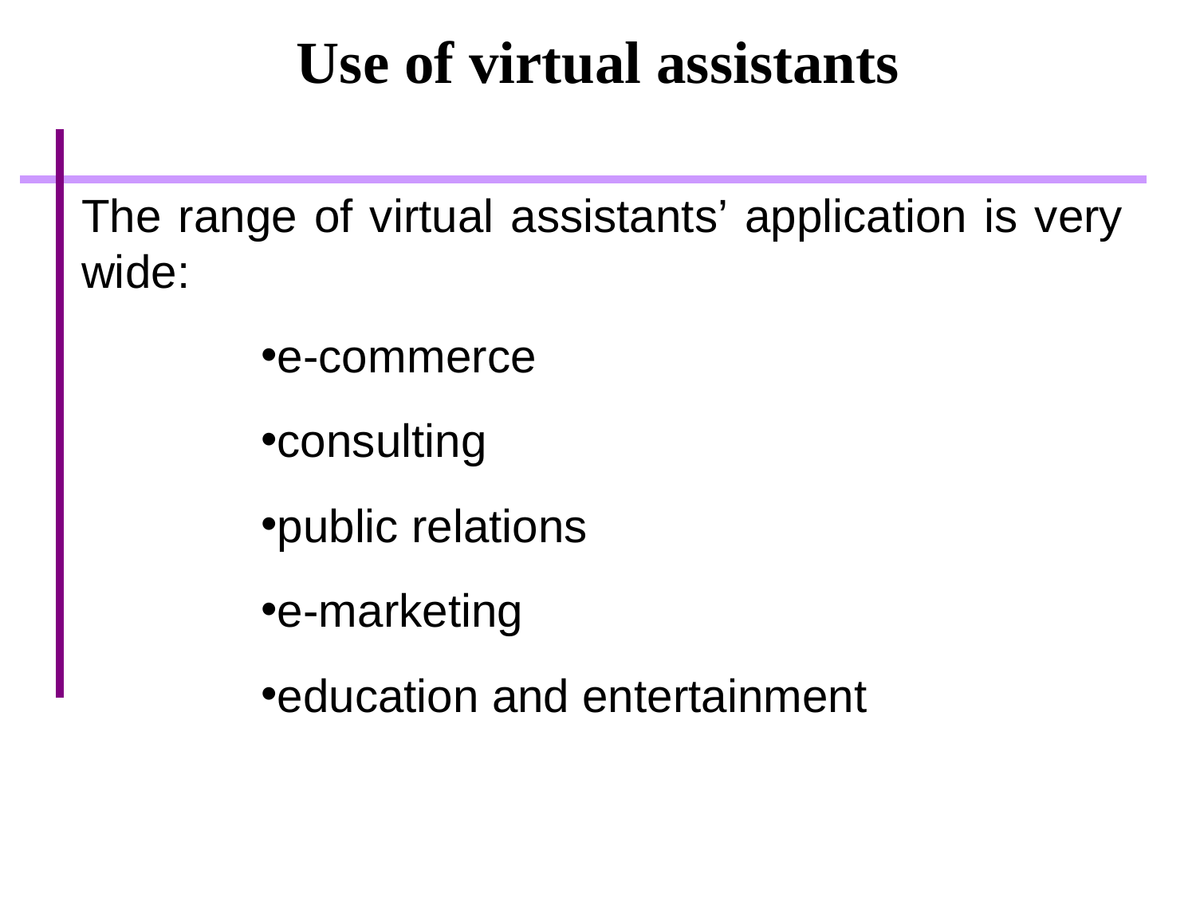# Use of virtual assistants

The range of virtual assistants' application is very wide:

- e-commerce
- consulting
- public relations
- e-marketing
- education and entertainment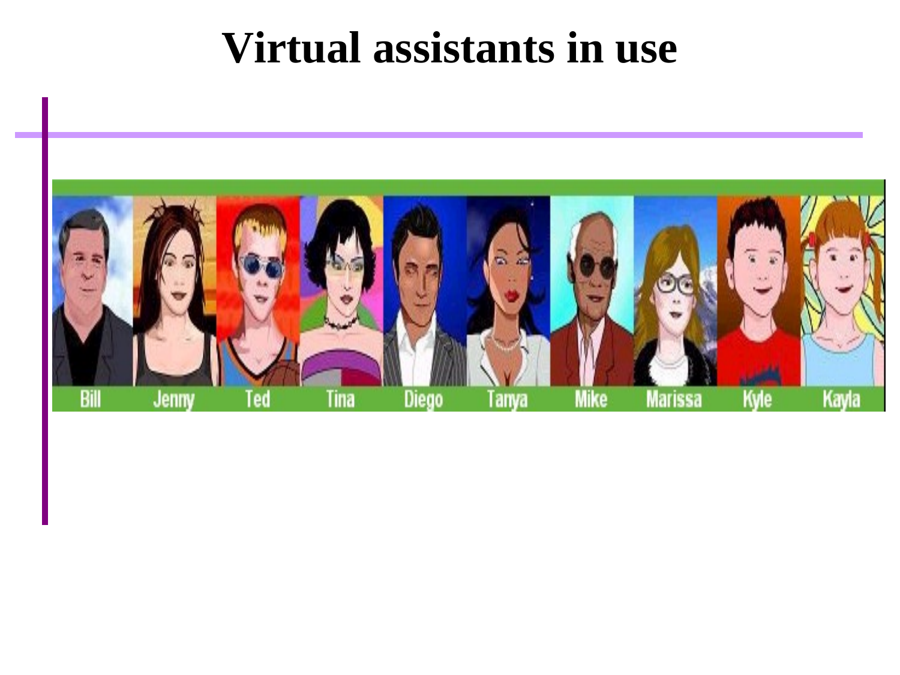# Virtual assistants in use

Bill Jenny Ted Tina Diego Tanya Mike Marissa Kyle Kayla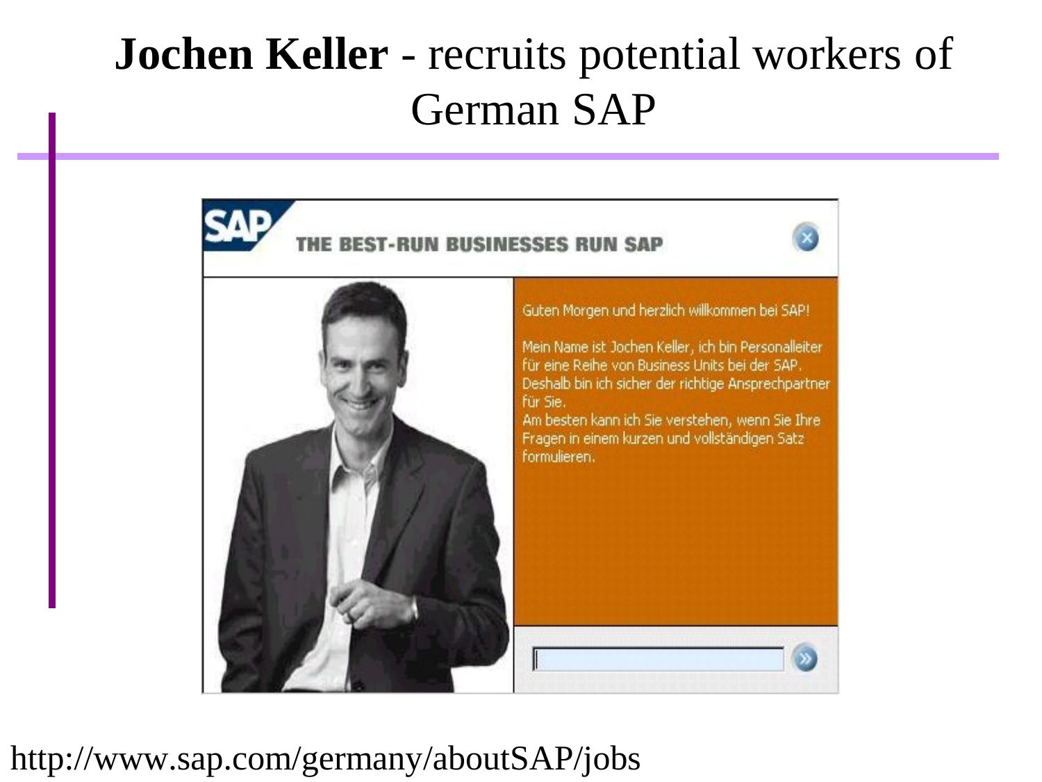# **Jochen Keller** - recruits potential workers of German SAP

SAP

THE BEST-RUN BUSINESSES RUN SAP

Guten Morgen und herzlich willkommen bei SAP!

Mein Name ist Jochen Keller, ich bin Personalleiter für eine Reihe von Business Units bei der SAP. Deshalb bin ich sicher der richtige Ansprechpartner für Sie.
Am besten kann ich Sie verstehen, wenn Sie Ihre Fragen in einem kurzen und vollständigen Satz formulieren.

http://www.sap.com/germany/aboutSAP/jobs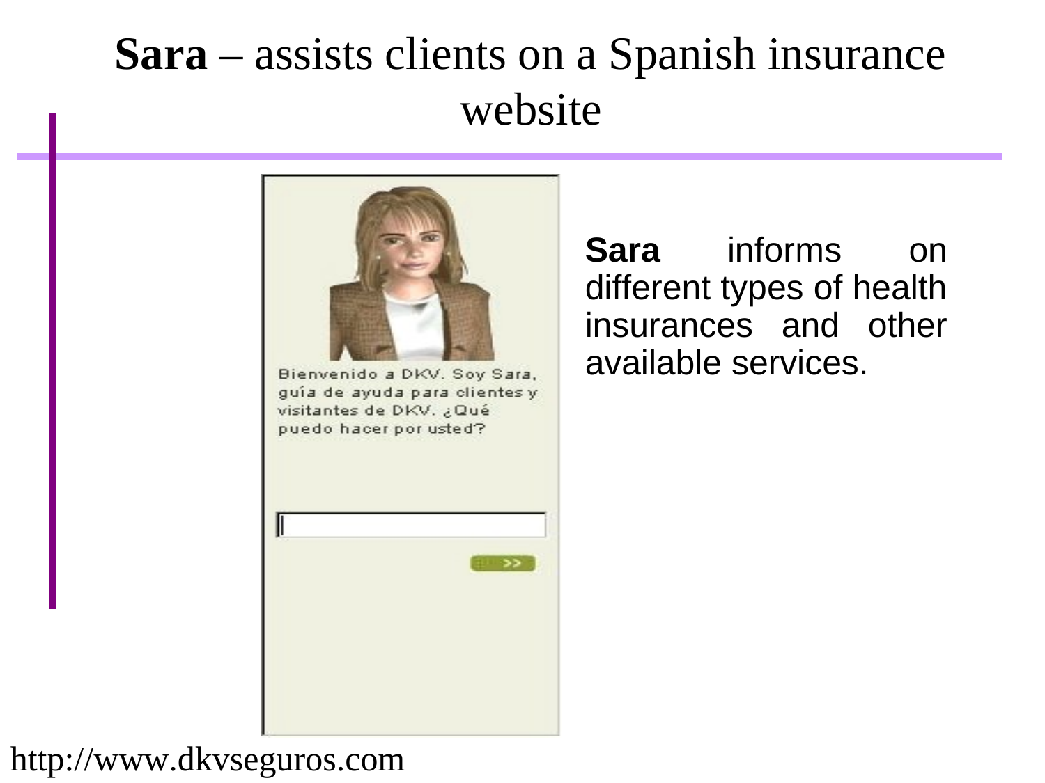# **Sara** – assists clients on a Spanish insurance website

Bienvenido a DKV. Soy Sara, guía de ayuda para clientes y visitantes de DKV. ¿Qué puedo hacer por usted?

**Sara** informs on different types of health insurances and other available services.

http://www.dkvseguros.com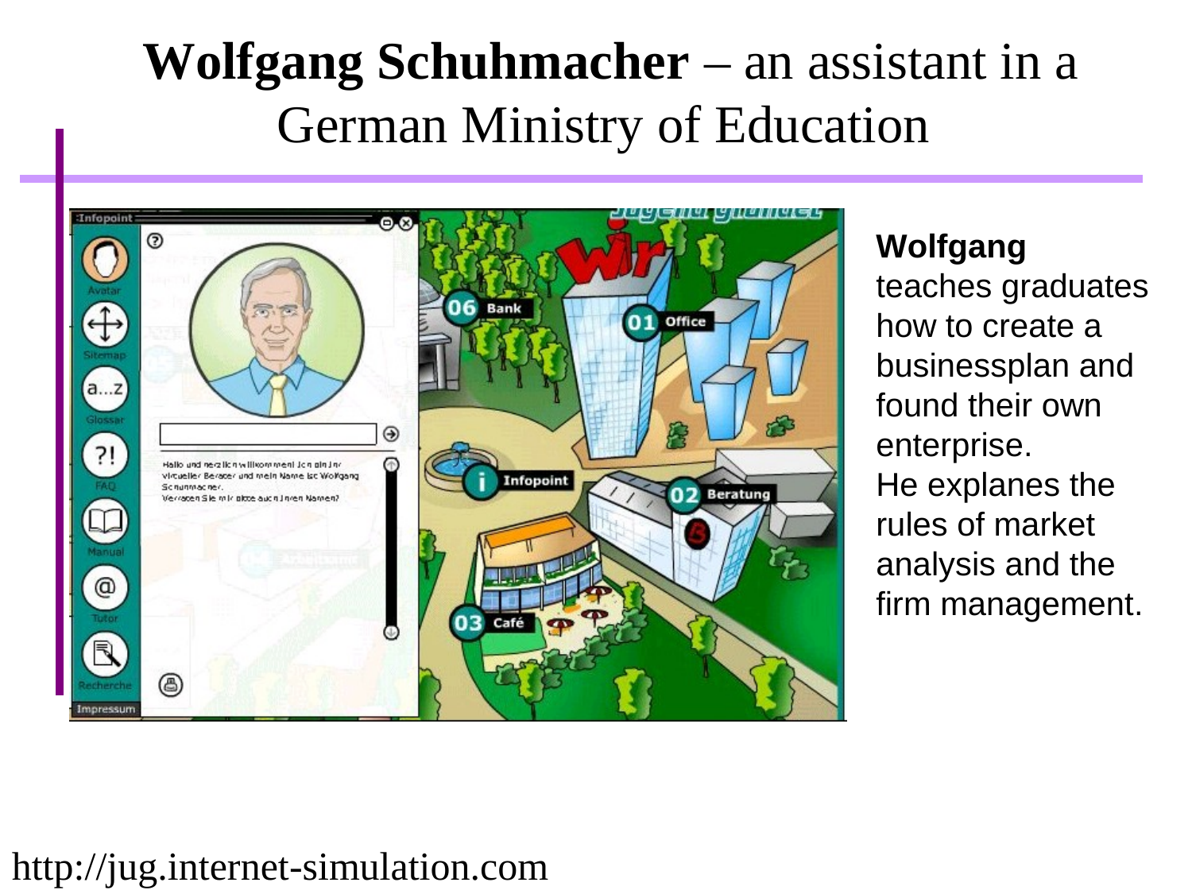# **Wolfgang Schuhmacher** – an assistant in a German Ministry of Education

**Wolfgang** teaches graduates how to create a businessplan and found their own enterprise.
He explanes the rules of market analysis and the firm management.

http://jug.internet-simulation.com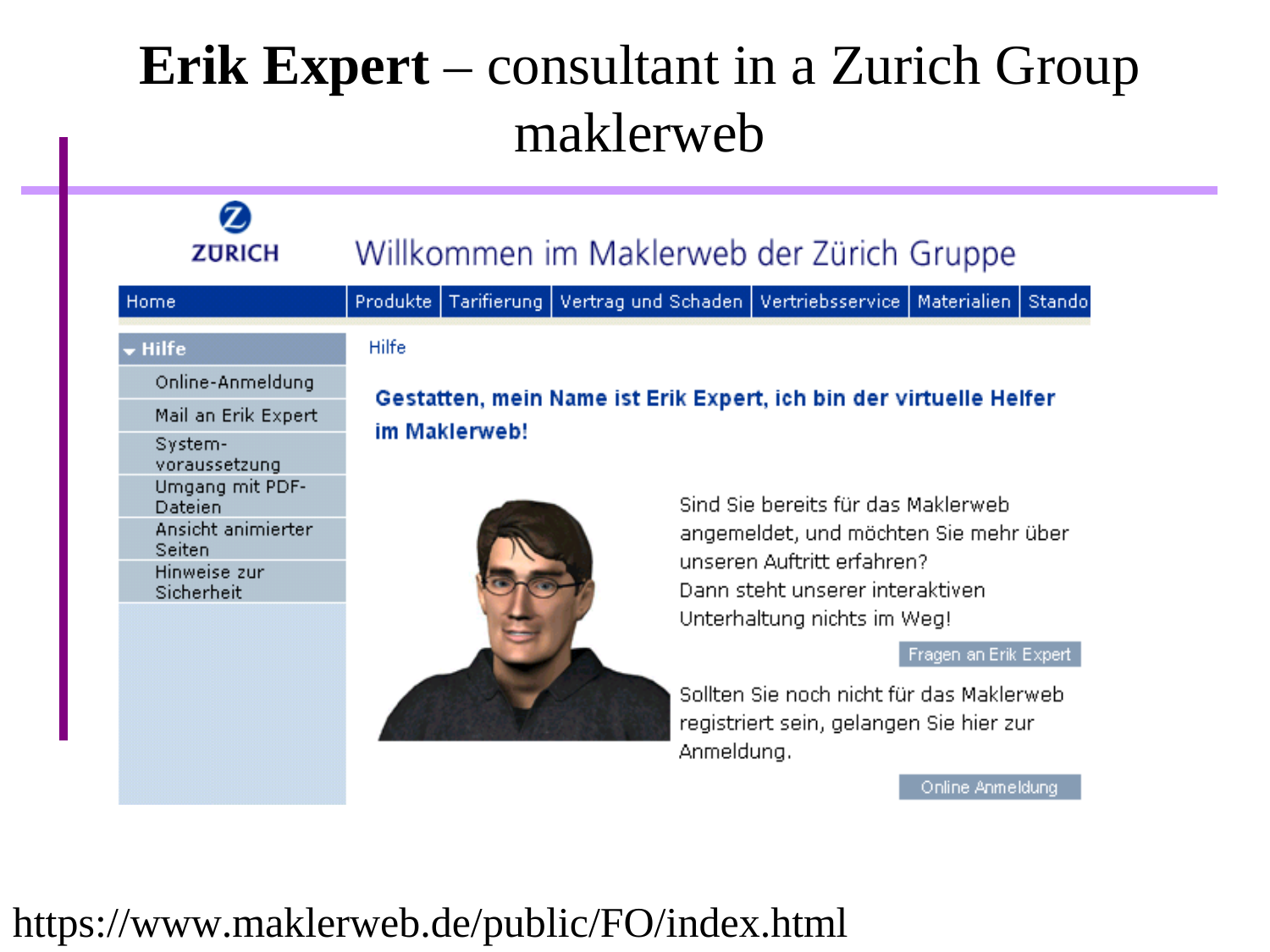# **Erik Expert** – consultant in a Zurich Group maklerweb

ZÜRICH

Willkommen im Maklerweb der Zürich Gruppe

Home | Produkte | Tarifierung | Vertrag und Schaden | Vertriebsservice | Materialien | Stando

- Hilfe
  - Online-Anmeldung
  - Mail an Erik Expert
  - System-voraussetzung
  - Umgang mit PDF-Dateien
  - Ansicht animierter Seiten
  - Hinweise zur Sicherheit

Hilfe

**Gestatten, mein Name ist Erik Expert, ich bin der virtuelle Helfer im Maklerweb!**

Sind Sie bereits für das Maklerweb angemeldet, und möchten Sie mehr über unseren Auftritt erfahren? Dann steht unserer interaktiven Unterhaltung nichts im Weg!

Fragen an Erik Expert

Sollten Sie noch nicht für das Maklerweb registriert sein, gelangen Sie hier zur Anmeldung.

Online Anmeldung

https://www.maklerweb.de/public/FO/index.html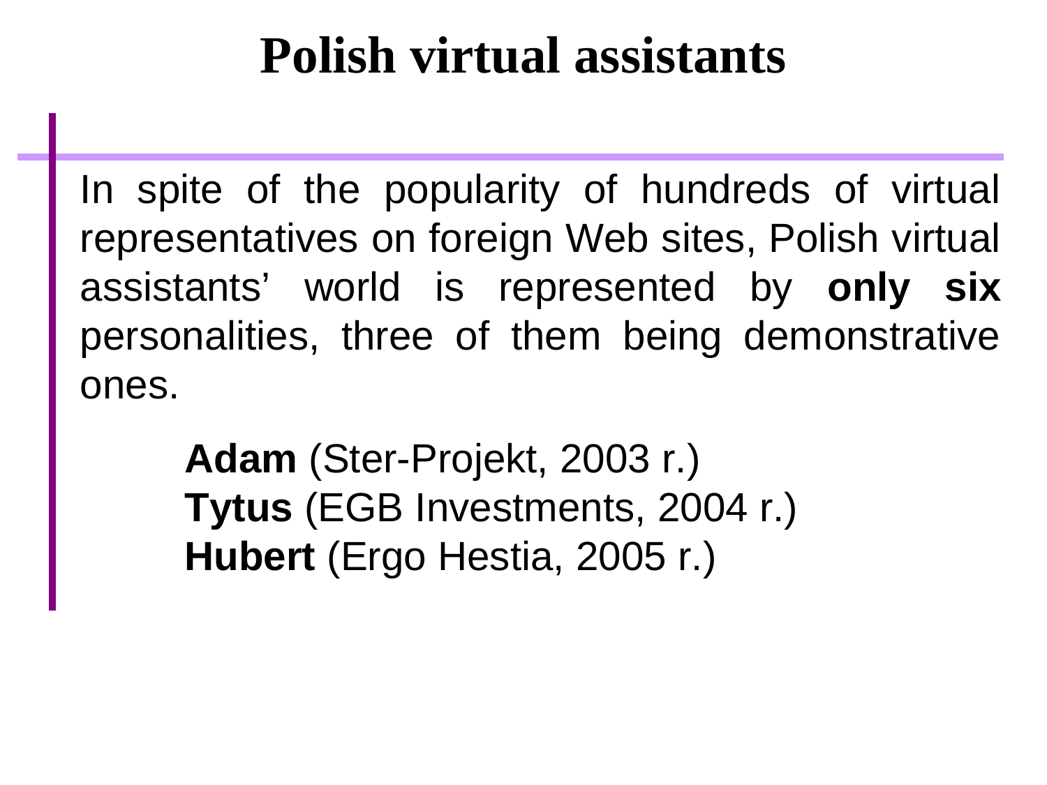# Polish virtual assistants

In spite of the popularity of hundreds of virtual representatives on foreign Web sites, Polish virtual assistants' world is represented by **only six** personalities, three of them being demonstrative ones.

**Adam** (Ster-Projekt, 2003 r.)
**Tytus** (EGB Investments, 2004 r.)
**Hubert** (Ergo Hestia, 2005 r.)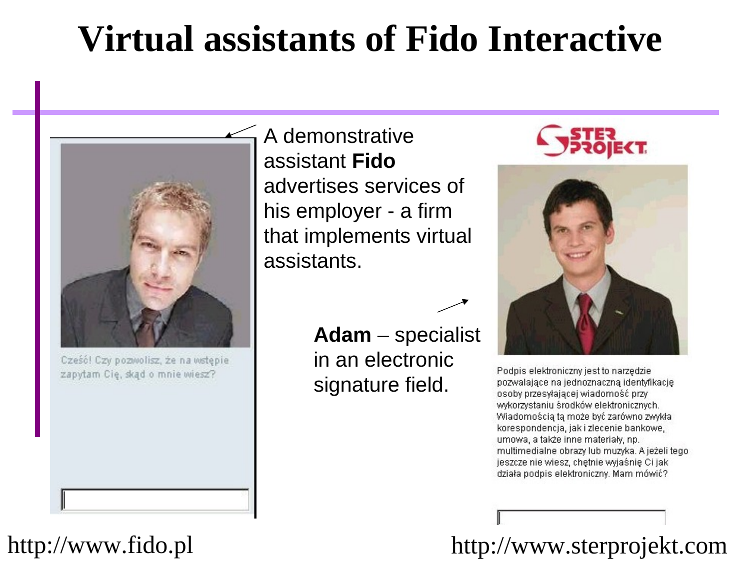# Virtual assistants of Fido Interactive

Cześć! Czy pozwolisz, że na wstępie zapytam Cię, skąd o mnie wiesz?

A demonstrative assistant **Fido** advertises services of his employer - a firm that implements virtual assistants.

**Adam** – specialist in an electronic signature field.

STER PROJEKT

Podpis elektroniczny jest to narzędzie pozwalające na jednoznaczną identyfikację osoby przesyłającej wiadomość przy wykorzystaniu środków elektronicznych. Wiadomością tą może być zarówno zwykła korespondencja, jak i zlecenie bankowe, umowa, a także inne materiały, np. multimedialne obrazy lub muzyka. A jeżeli tego jeszcze nie wiesz, chętnie wyjaśnię Ci jak działa podpis elektroniczny. Mam mówić?

http://www.fido.pl

http://www.sterprojekt.com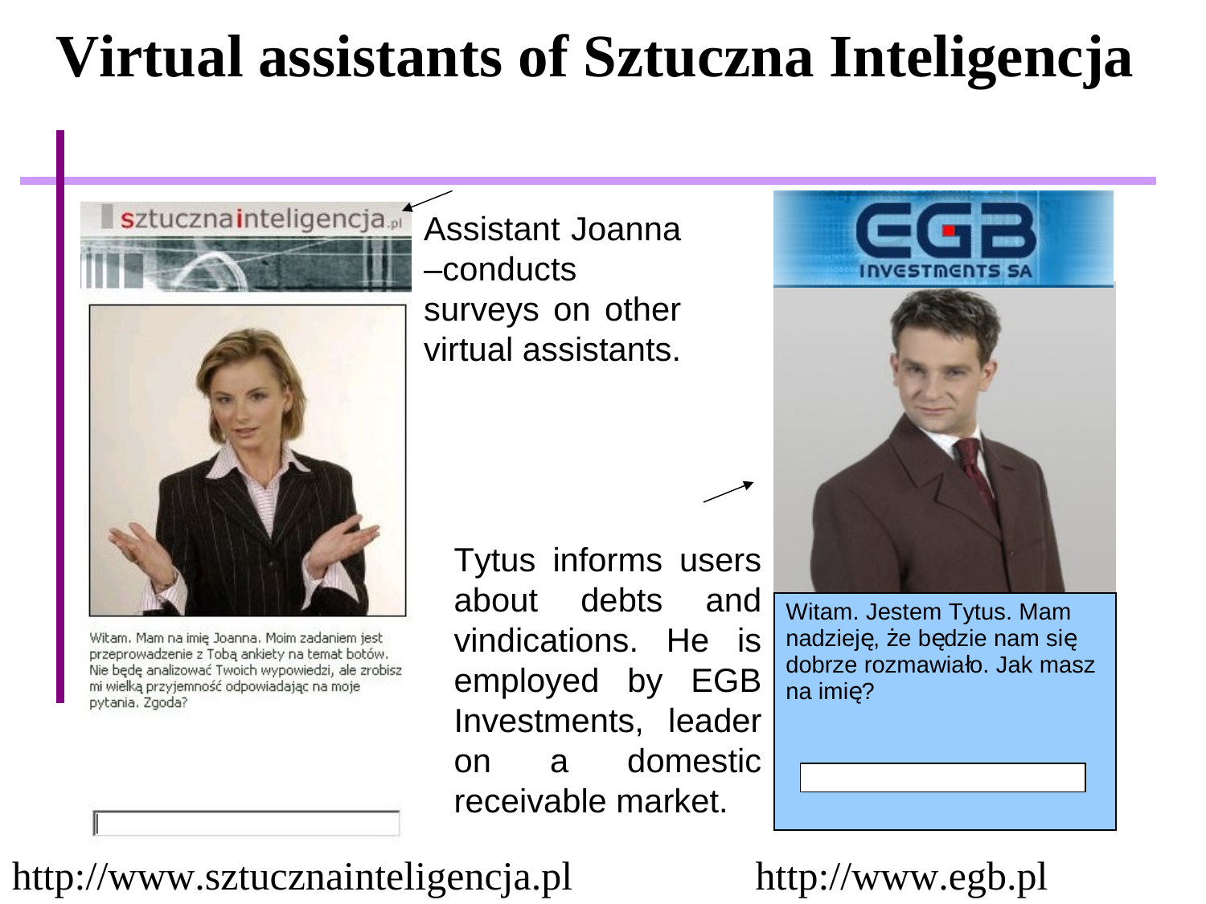# Virtual assistants of Sztuczna Inteligencja

sztucznainteligencja.pl

Assistant Joanna –conducts surveys on other virtual assistants.

Witam. Mam na imię Joanna. Moim zadaniem jest przeprowadzenie z Tobą ankiety na temat botów. Nie będę analizować Twoich wypowiedzi, ale zrobisz mi wielką przyjemność odpowiadając na moje pytania. Zgoda?

Tytus informs users about debts and vindications. He is employed by EGB Investments, leader on a domestic receivable market.

EGB INVESTMENTS SA

Witam. Jestem Tytus. Mam nadzieję, że będzie nam się dobrze rozmawiało. Jak masz na imię?

http://www.sztucznainteligencja.pl

http://www.egb.pl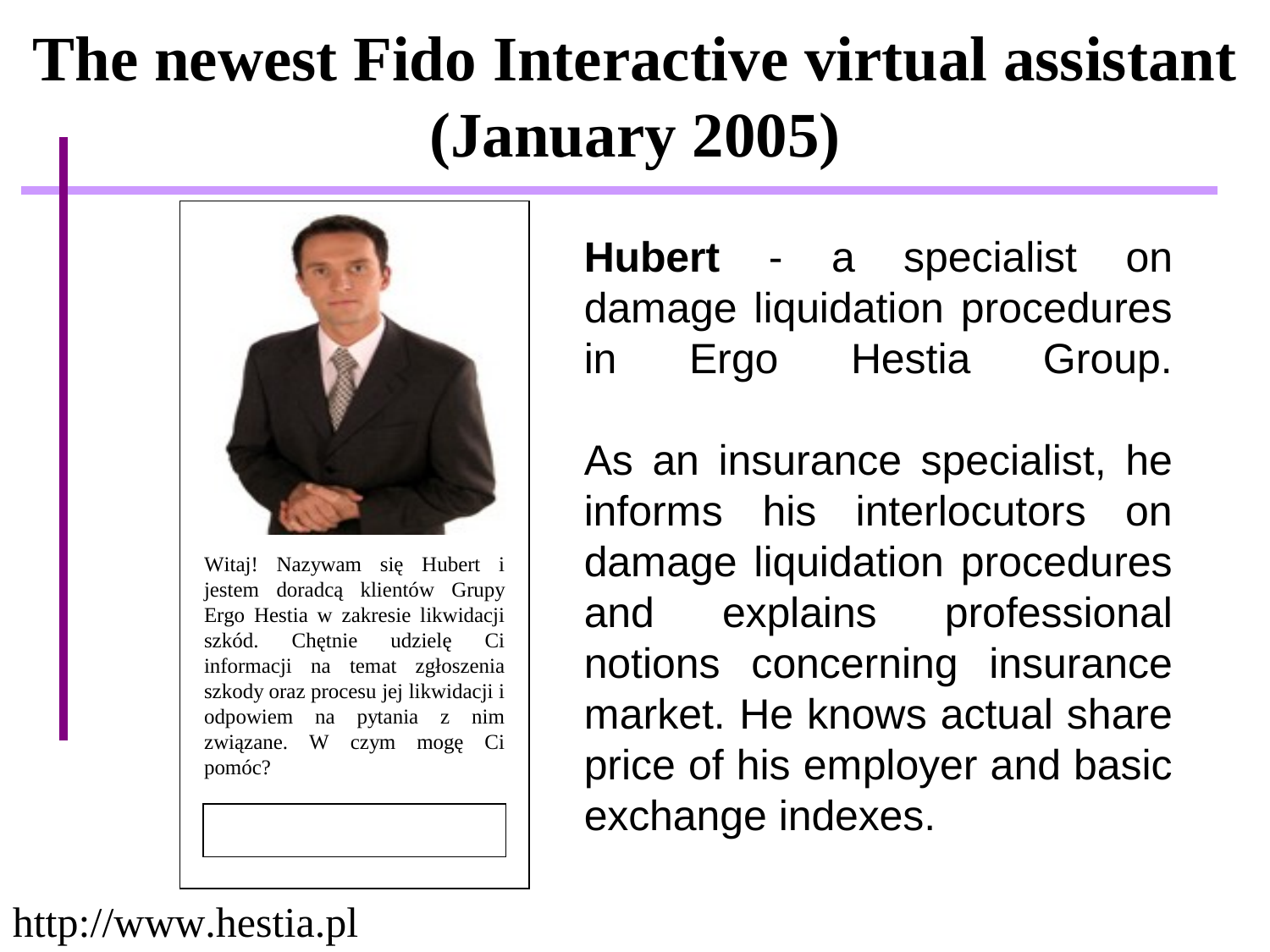# The newest Fido Interactive virtual assistant (January 2005)

Witaj! Nazywam się Hubert i jestem doradcą klientów Grupy Ergo Hestia w zakresie likwidacji szkód. Chętnie udzielę Ci informacji na temat zgłoszenia szkody oraz procesu jej likwidacji i odpowiem na pytania z nim związane. W czym mogę Ci pomóc?

**Hubert** - a specialist on damage liquidation procedures in Ergo Hestia Group.

As an insurance specialist, he informs his interlocutors on damage liquidation procedures and explains professional notions concerning insurance market. He knows actual share price of his employer and basic exchange indexes.

http://www.hestia.pl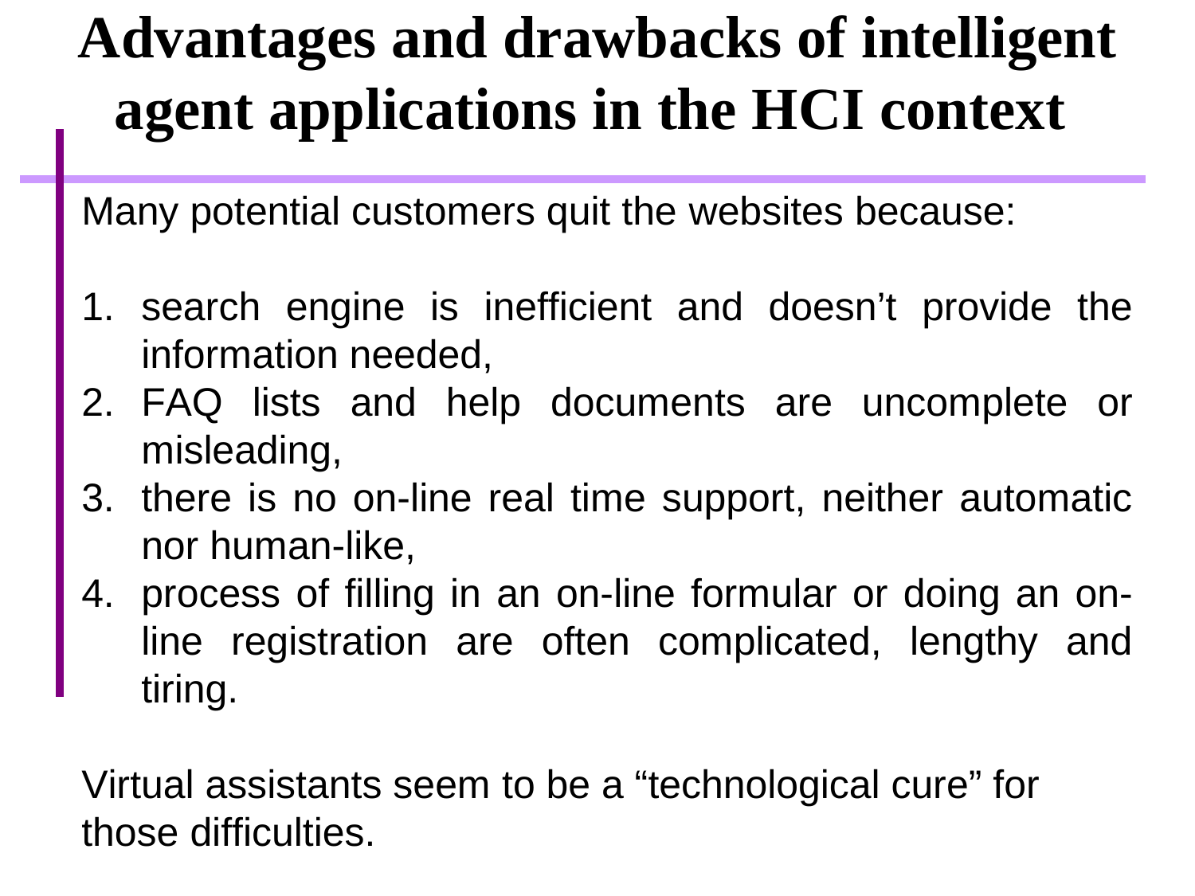# Advantages and drawbacks of intelligent agent applications in the HCI context

Many potential customers quit the websites because:

1. search engine is inefficient and doesn’t provide the information needed,
2. FAQ lists and help documents are uncomplete or misleading,
3. there is no on-line real time support, neither automatic nor human-like,
4. process of filling in an on-line formular or doing an on-line registration are often complicated, lengthy and tiring.

Virtual assistants seem to be a “technological cure” for those difficulties.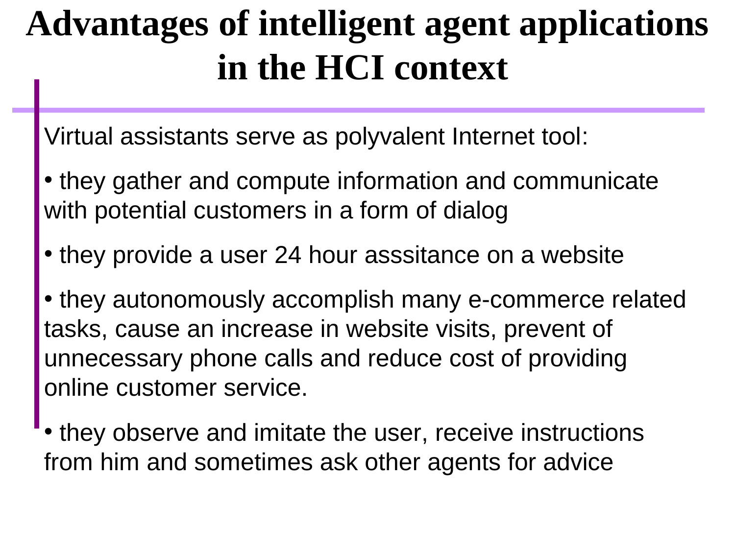# Advantages of intelligent agent applications in the HCI context

Virtual assistants serve as polyvalent Internet tool:

- they gather and compute information and communicate with potential customers in a form of dialog
- they provide a user 24 hour asssitance on a website
- they autonomously accomplish many e-commerce related tasks, cause an increase in website visits, prevent of unnecessary phone calls and reduce cost of providing online customer service.
- they observe and imitate the user, receive instructions from him and sometimes ask other agents for advice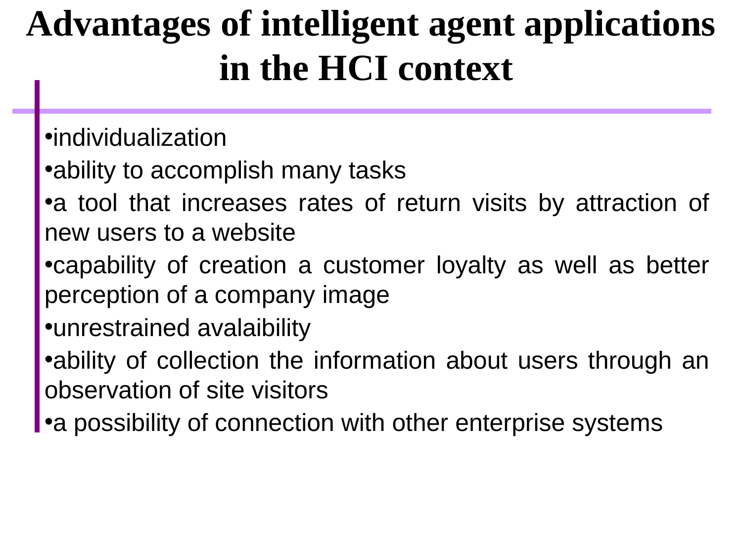# Advantages of intelligent agent applications in the HCI context

- individualization
- ability to accomplish many tasks
- a tool that increases rates of return visits by attraction of new users to a website
- capability of creation a customer loyalty as well as better perception of a company image
- unrestrained avalaibility
- ability of collection the information about users through an observation of site visitors
- a possibility of connection with other enterprise systems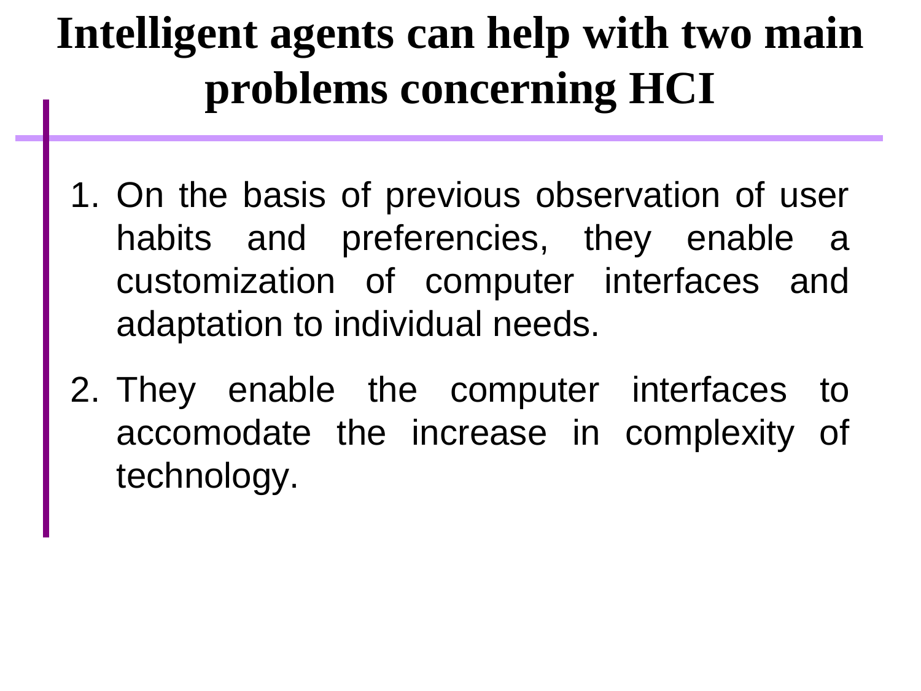# Intelligent agents can help with two main problems concerning HCI

1. On the basis of previous observation of user habits and preferencies, they enable a customization of computer interfaces and adaptation to individual needs.
2. They enable the computer interfaces to accomodate the increase in complexity of technology.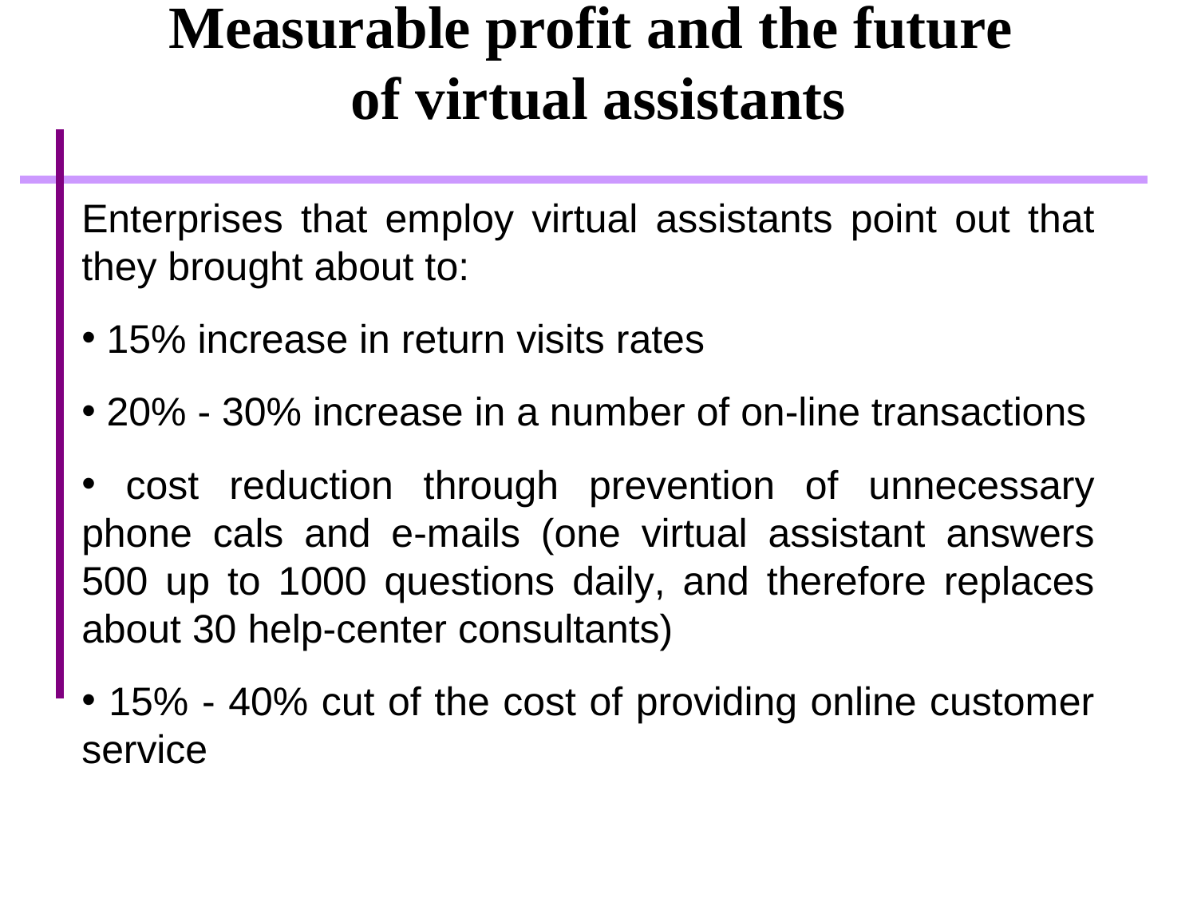# Measurable profit and the future of virtual assistants

Enterprises that employ virtual assistants point out that they brought about to:

- 15% increase in return visits rates
- 20% - 30% increase in a number of on-line transactions
- cost reduction through prevention of unnecessary phone cals and e-mails (one virtual assistant answers 500 up to 1000 questions daily, and therefore replaces about 30 help-center consultants)
- 15% - 40% cut of the cost of providing online customer service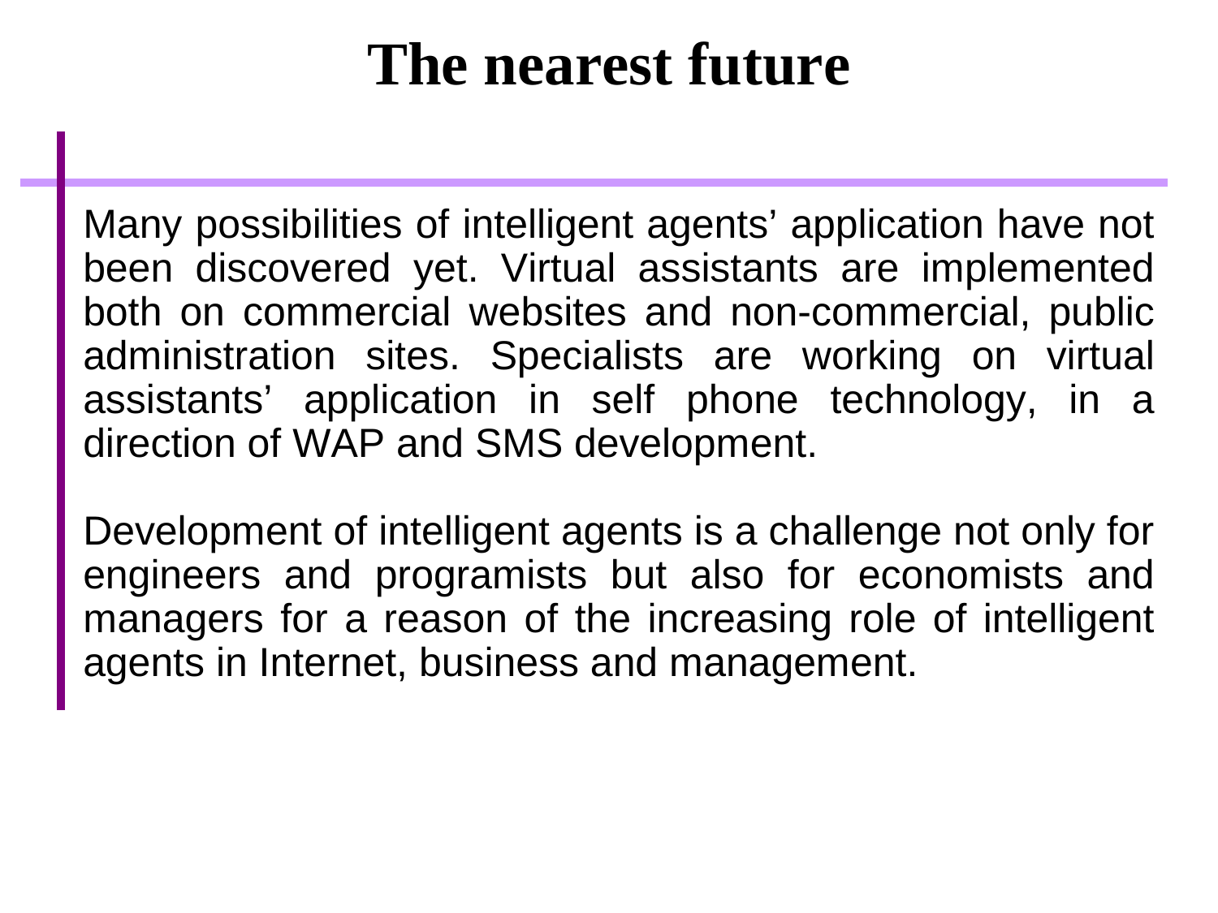# The nearest future

Many possibilities of intelligent agents’ application have not been discovered yet. Virtual assistants are implemented both on commercial websites and non-commercial, public administration sites. Specialists are working on virtual assistants’ application in self phone technology, in a direction of WAP and SMS development.

Development of intelligent agents is a challenge not only for engineers and programists but also for economists and managers for a reason of the increasing role of intelligent agents in Internet, business and management.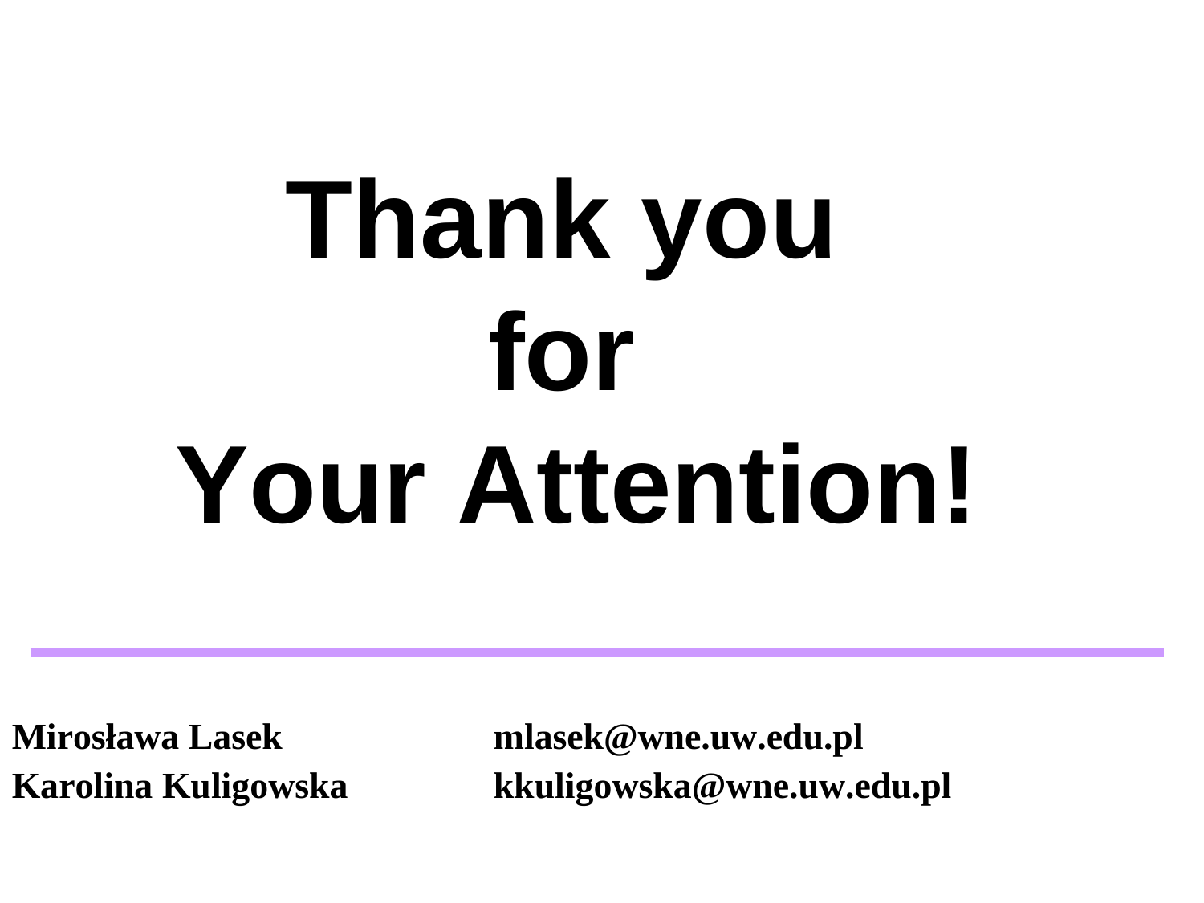# Thank you for Your Attention!

---

**Mirosława Lasek** **mlasek@wne.uw.edu.pl**

**Karolina Kuligowska** **kkuligowska@wne.uw.edu.pl**